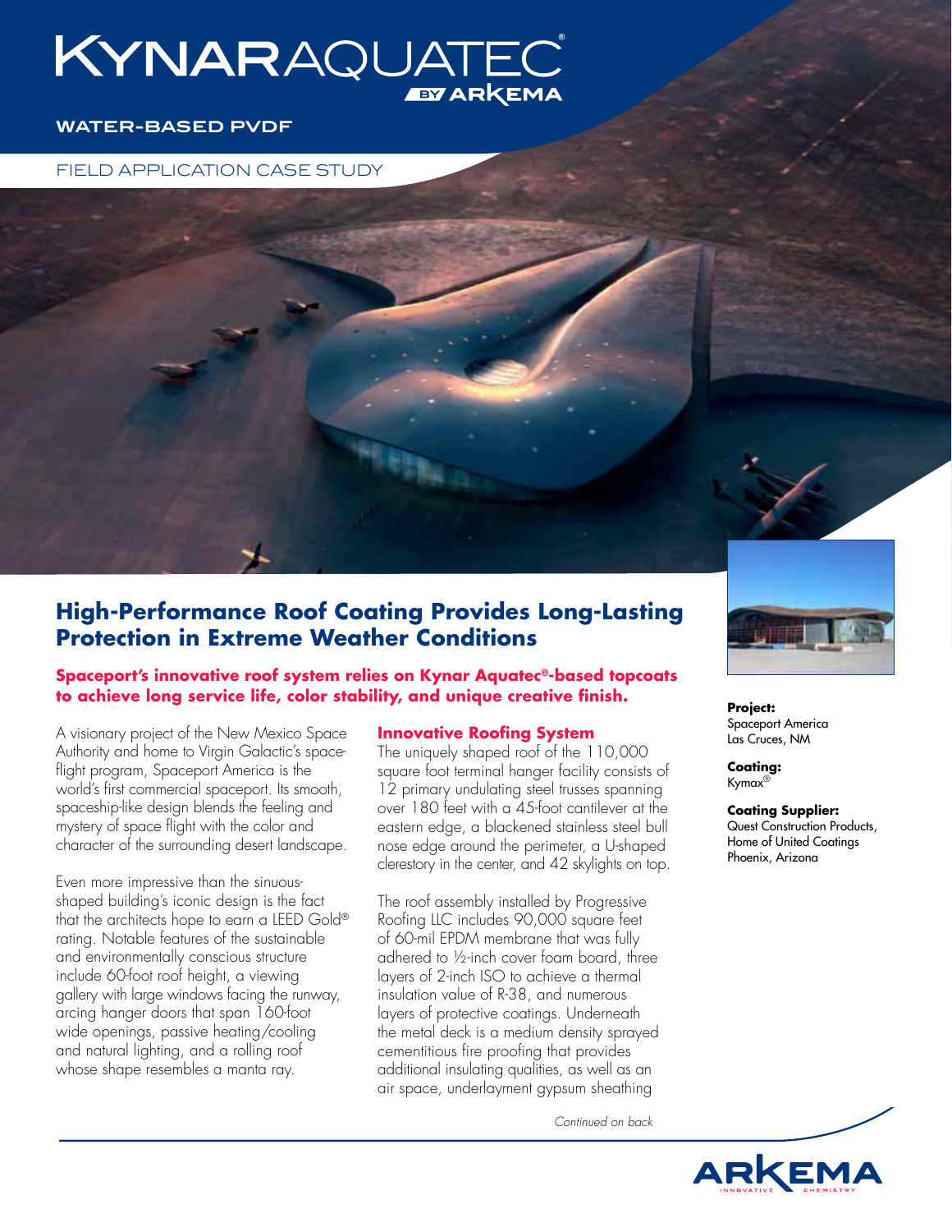# KYNAR AQUATEC® BY ARKEMA

**WATER-BASED PVDF**

FIELD APPLICATION CASE STUDY

## High-Performance Roof Coating Provides Long-Lasting Protection in Extreme Weather Conditions

**Spaceport's innovative roof system relies on Kynar Aquatec®-based topcoats to achieve long service life, color stability, and unique creative finish.**

A visionary project of the New Mexico Space Authority and home to Virgin Galactic's space-flight program, Spaceport America is the world's first commercial spaceport. Its smooth, spaceship-like design blends the feeling and mystery of space flight with the color and character of the surrounding desert landscape.

Even more impressive than the sinuous-shaped building's iconic design is the fact that the architects hope to earn a LEED Gold® rating. Notable features of the sustainable and environmentally conscious structure include 60-foot roof height, a viewing gallery with large windows facing the runway, arcing hanger doors that span 160-foot wide openings, passive heating/cooling and natural lighting, and a rolling roof whose shape resembles a manta ray.

### Innovative Roofing System

The uniquely shaped roof of the 110,000 square foot terminal hanger facility consists of 12 primary undulating steel trusses spanning over 180 feet with a 45-foot cantilever at the eastern edge, a blackened stainless steel bull nose edge around the perimeter, a U-shaped clerestory in the center, and 42 skylights on top.

The roof assembly installed by Progressive Roofing LLC includes 90,000 square feet of 60-mil EPDM membrane that was fully adhered to ½-inch cover foam board, three layers of 2-inch ISO to achieve a thermal insulation value of R-38, and numerous layers of protective coatings. Underneath the metal deck is a medium density sprayed cementitious fire proofing that provides additional insulating qualities, as well as an air space, underlayment gypsum sheathing

*Continued on back*

**Project:**
Spaceport America
Las Cruces, NM

**Coating:**
Kymax®

**Coating Supplier:**
Quest Construction Products,
Home of United Coatings
Phoenix, Arizona

ARKEMA INNOVATIVE CHEMISTRY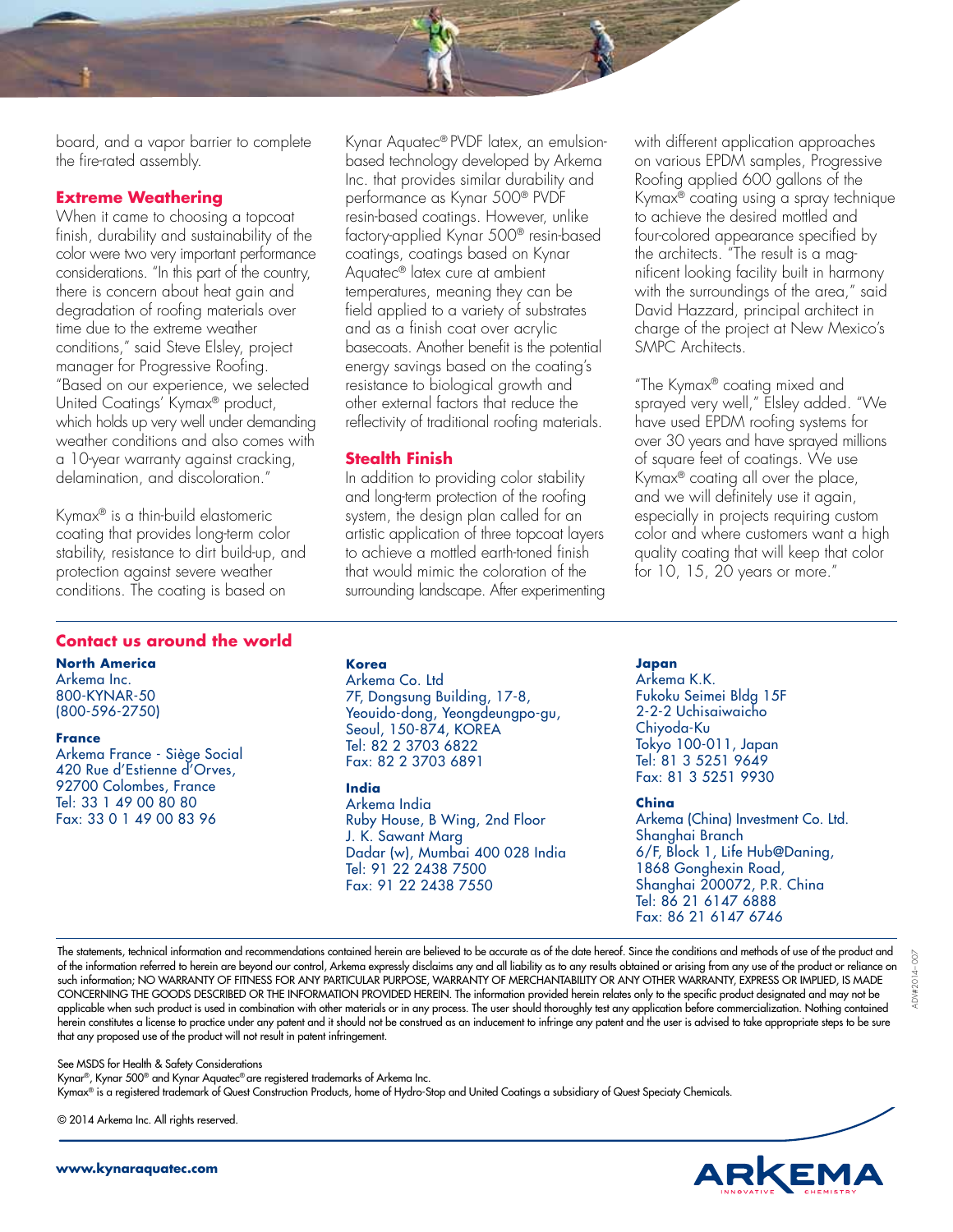board, and a vapor barrier to complete the fire-rated assembly.

## Extreme Weathering

When it came to choosing a topcoat finish, durability and sustainability of the color were two very important performance considerations. "In this part of the country, there is concern about heat gain and degradation of roofing materials over time due to the extreme weather conditions," said Steve Elsley, project manager for Progressive Roofing. "Based on our experience, we selected United Coatings' Kymax® product, which holds up very well under demanding weather conditions and also comes with a 10-year warranty against cracking, delamination, and discoloration."

Kymax® is a thin-build elastomeric coating that provides long-term color stability, resistance to dirt build-up, and protection against severe weather conditions. The coating is based on Kynar Aquatec® PVDF latex, an emulsion-based technology developed by Arkema Inc. that provides similar durability and performance as Kynar 500® PVDF resin-based coatings. However, unlike factory-applied Kynar 500® resin-based coatings, coatings based on Kynar Aquatec® latex cure at ambient temperatures, meaning they can be field applied to a variety of substrates and as a finish coat over acrylic basecoats. Another benefit is the potential energy savings based on the coating's resistance to biological growth and other external factors that reduce the reflectivity of traditional roofing materials.

## Stealth Finish

In addition to providing color stability and long-term protection of the roofing system, the design plan called for an artistic application of three topcoat layers to achieve a mottled earth-toned finish that would mimic the coloration of the surrounding landscape. After experimenting with different application approaches on various EPDM samples, Progressive Roofing applied 600 gallons of the Kymax® coating using a spray technique to achieve the desired mottled and four-colored appearance specified by the architects. "The result is a magnificent looking facility built in harmony with the surroundings of the area," said David Hazzard, principal architect in charge of the project at New Mexico's SMPC Architects.

"The Kymax® coating mixed and sprayed very well," Elsley added. "We have used EPDM roofing systems for over 30 years and have sprayed millions of square feet of coatings. We use Kymax® coating all over the place, and we will definitely use it again, especially in projects requiring custom color and where customers want a high quality coating that will keep that color for 10, 15, 20 years or more."

## Contact us around the world

**North America**
Arkema Inc.
800-KYNAR-50
(800-596-2750)

**France**
Arkema France - Siège Social
420 Rue d'Estienne d'Orves,
92700 Colombes, France
Tel: 33 1 49 00 80 80
Fax: 33 0 1 49 00 83 96

**Korea**
Arkema Co. Ltd
7F, Dongsung Building, 17-8,
Yeouido-dong, Yeongdeungpo-gu,
Seoul, 150-874, KOREA
Tel: 82 2 3703 6822
Fax: 82 2 3703 6891

**India**
Arkema India
Ruby House, B Wing, 2nd Floor
J. K. Sawant Marg
Dadar (w), Mumbai 400 028 India
Tel: 91 22 2438 7500
Fax: 91 22 2438 7550

**Japan**
Arkema K.K.
Fukoku Seimei Bldg 15F
2-2-2 Uchisaiwaicho
Chiyoda-Ku
Tokyo 100-011, Japan
Tel: 81 3 5251 9649
Fax: 81 3 5251 9930

**China**
Arkema (China) Investment Co. Ltd.
Shanghai Branch
6/F, Block 1, Life Hub@Daning,
1868 Gonghexin Road,
Shanghai 200072, P.R. China
Tel: 86 21 6147 6888
Fax: 86 21 6147 6746

The statements, technical information and recommendations contained herein are believed to be accurate as of the date hereof. Since the conditions and methods of use of the product and of the information referred to herein are beyond our control, Arkema expressly disclaims any and all liability as to any results obtained or arising from any use of the product or reliance on such information; NO WARRANTY OF FITNESS FOR ANY PARTICULAR PURPOSE, WARRANTY OF MERCHANTABILITY OR ANY OTHER WARRANTY, EXPRESS OR IMPLIED, IS MADE CONCERNING THE GOODS DESCRIBED OR THE INFORMATION PROVIDED HEREIN. The information provided herein relates only to the specific product designated and may not be applicable when such product is used in combination with other materials or in any process. The user should thoroughly test any application before commercialization. Nothing contained herein constitutes a license to practice under any patent and it should not be construed as an inducement to infringe any patent and the user is advised to take appropriate steps to be sure that any proposed use of the product will not result in patent infringement.

See MSDS for Health & Safety Considerations
Kynar®, Kynar 500® and Kynar Aquatec® are registered trademarks of Arkema Inc.
Kymax® is a registered trademark of Quest Construction Products, home of Hydro-Stop and United Coatings a subsidiary of Quest Specialty Chemicals.

© 2014 Arkema Inc. All rights reserved.

ADV#2014-007

**www.kynaraquatec.com**

ARKEMA
INNOVATIVE CHEMISTRY